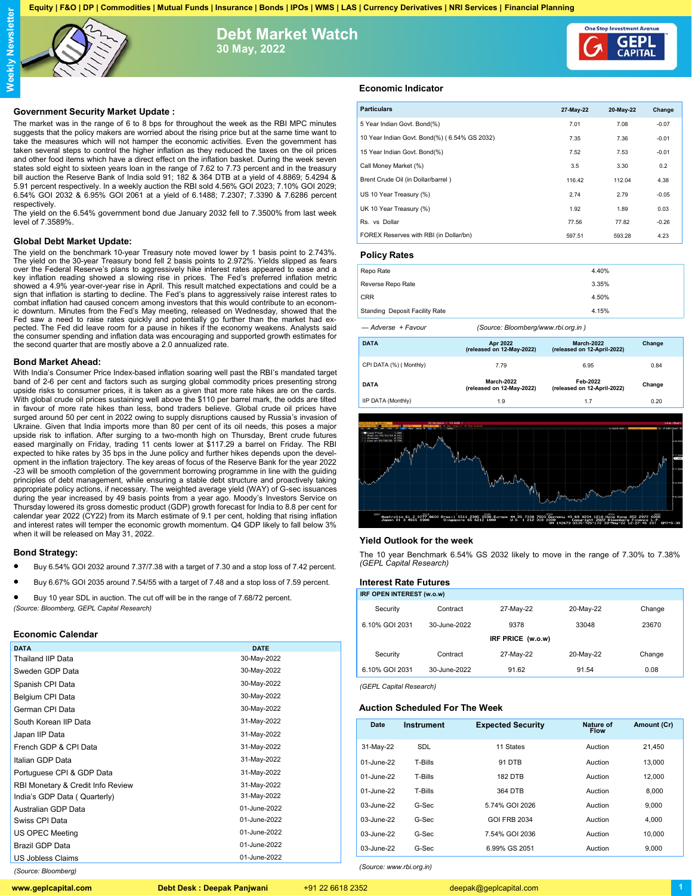Equity | F&O | DP | Commodities | Mutual Funds | Insurance | Bonds | IPOs | WMS | LAS | Currency Derivatives | NRI Services | Financial Planning

# Debt Market Watch

**30 May, 2022**

## Government Security Market Update :

The market was in the range of 6 to 8 bps for throughout the week as the RBI MPC minutes suggests that the policy makers are worried about the rising price but at the same time want to take the measures which will not hamper the economic activities. Even the government has taken several steps to control the higher inflation as they reduced the taxes on the oil prices and other food items which have a direct effect on the inflation basket. During the week seven states sold eight to sixteen years loan in the range of 7.62 to 7.73 percent and in the treasury bill auction the Reserve Bank of India sold 91; 182 & 364 DTB at a yield of 4.8869; 5.4294 & 5.91 percent respectively. In a weekly auction the RBI sold 4.56% GOI 2023; 7.10% GOI 2029; 6.54% GOI 2032 & 6.95% GOI 2061 at a yield of 6.1488; 7.2307; 7.3390 & 7.6286 percent respectively.

The yield on the 6.54% government bond due January 2032 fell to 7.3500% from last week level of 7.3589%.

## Global Debt Market Update:

The yield on the benchmark 10-year Treasury note moved lower by 1 basis point to 2.743%. The yield on the 30-year Treasury bond fell 2 basis points to 2.972%. Yields slipped as fears over the Federal Reserve's plans to aggressively hike interest rates appeared to ease and a key inflation reading showed a slowing rise in prices. The Fed's preferred inflation metric showed a 4.9% year-over-year rise in April. This result matched expectations and could be a sign that inflation is starting to decline. The Fed's plans to aggressively raise interest rates to combat inflation had caused concern among investors that this would contribute to an economic downturn. Minutes from the Fed's May meeting, released on Wednesday, showed that the Fed saw a need to raise rates quickly and potentially go further than the market had expected. The Fed did leave room for a pause in hikes if the economy weakens. Analysts said the consumer spending and inflation data was encouraging and supported growth estimates for the second quarter that are mostly above a 2.0 annualized rate.

## Bond Market Ahead:

With India's Consumer Price Index-based inflation soaring well past the RBI's mandated target band of 2-6 per cent and factors such as surging global commodity prices presenting strong upside risks to consumer prices, it is taken as a given that more rate hikes are on the cards. With global crude oil prices sustaining well above the $110 per barrel mark, the odds are tilted in favour of more rate hikes than less, bond traders believe. Global crude oil prices have surged around 50 per cent in 2022 owing to supply disruptions caused by Russia's invasion of Ukraine. Given that India imports more than 80 per cent of its oil needs, this poses a major upside risk to inflation. After surging to a two-month high on Thursday, Brent crude futures eased marginally on Friday, trading 11 cents lower at $117.29 a barrel on Friday. The RBI expected to hike rates by 35 bps in the June policy and further hikes depends upon the development in the inflation trajectory. The key areas of focus of the Reserve Bank for the year 2022-23 will be smooth completion of the government borrowing programme in line with the guiding principles of debt management, while ensuring a stable debt structure and proactively taking appropriate policy actions, if necessary. The weighted average yield (WAY) of G-sec issuances during the year increased by 49 basis points from a year ago. Moody's Investors Service on Thursday lowered its gross domestic product (GDP) growth forecast for India to 8.8 per cent for calendar year 2022 (CY22) from its March estimate of 9.1 per cent, holding that rising inflation and interest rates will temper the economic growth momentum. Q4 GDP likely to fall below 3% when it will be released on May 31, 2022.

## Bond Strategy:

- Buy 6.54% GOI 2032 around 7.37/7.38 with a target of 7.30 and a stop loss of 7.42 percent.
- Buy 6.67% GOI 2035 around 7.54/55 with a target of 7.48 and a stop loss of 7.59 percent.
- Buy 10 year SDL in auction. The cut off will be in the range of 7.68/72 percent.

*(Source: Bloomberg, GEPL Capital Research)*

## Economic Calendar

| DATA | DATE |
|---|---|
| Thailand IIP Data | 30-May-2022 |
| Sweden GDP Data | 30-May-2022 |
| Spanish CPI Data | 30-May-2022 |
| Belgium CPI Data | 30-May-2022 |
| German CPI Data | 30-May-2022 |
| South Korean IIP Data | 31-May-2022 |
| Japan IIP Data | 31-May-2022 |
| French GDP & CPI Data | 31-May-2022 |
| Italian GDP Data | 31-May-2022 |
| Portuguese CPI & GDP Data | 31-May-2022 |
| RBI Monetary & Credit Info Review | 31-May-2022 |
| India's GDP Data ( Quarterly) | 31-May-2022 |
| Australian GDP Data | 01-June-2022 |
| Swiss CPI Data | 01-June-2022 |
| US OPEC Meeting | 01-June-2022 |
| Brazil GDP Data | 01-June-2022 |
| US Jobless Claims | 01-June-2022 |

*(Source: Bloomberg)*

## Economic Indicator

| Particulars | 27-May-22 | 20-May-22 | Change |
|---|---|---|---|
| 5 Year Indian Govt. Bond(%) | 7.01 | 7.08 | -0.07 |
| 10 Year Indian Govt. Bond(%) ( 6.54% GS 2032) | 7.35 | 7.36 | -0.01 |
| 15 Year Indian Govt. Bond(%) | 7.52 | 7.53 | -0.01 |
| Call Money Market (%) | 3.5 | 3.30 | 0.2 |
| Brent Crude Oil (in Dollar/barrel ) | 116.42 | 112.04 | 4.38 |
| US 10 Year Treasury (%) | 2.74 | 2.79 | -0.05 |
| UK 10 Year Treasury (%) | 1.92 | 1.89 | 0.03 |
| Rs. vs Dollar | 77.56 | 77.82 | -0.26 |
| FOREX Reserves with RBI (in Dollar/bn) | 597.51 | 593.28 | 4.23 |

## Policy Rates

| | |
|---|---|
| Repo Rate | 4.40% |
| Reverse Repo Rate | 3.35% |
| CRR | 4.50% |
| Standing Deposit Facility Rate | 4.15% |

*— Adverse + Favour (Source: Bloomberg/www.rbi.org.in )*

| DATA | Apr 2022 (released on 12-May-2022) | March-2022 (released on 12-April-2022) | Change |
|---|---|---|---|
| CPI DATA (%) ( Monthly) | 7.79 | 6.95 | 0.84 |
| **DATA** | **March-2022 (released on 12-May-2022)** | **Feb-2022 (released on 12-April-2022)** | **Change** |
| IIP DATA (Monthly) | 1.9 | 1.7 | 0.20 |

## Yield Outlook for the week

The 10 year Benchmark 6.54% GS 2032 likely to move in the range of 7.30% to 7.38% *(GEPL Capital Research)*

## Interest Rate Futures

| IRF OPEN INTEREST (w.o.w) | | | | |
|---|---|---|---|---|
| Security | Contract | 27-May-22 | 20-May-22 | Change |
| 6.10% GOI 2031 | 30-June-2022 | 9378 | 33048 | 23670 |
| **IRF PRICE (w.o.w)** | | | | |
| Security | Contract | 27-May-22 | 20-May-22 | Change |
| 6.10% GOI 2031 | 30-June-2022 | 91.62 | 91.54 | 0.08 |

*(GEPL Capital Research)*

## Auction Scheduled For The Week

| Date | Instrument | Expected Security | Nature of Flow | Amount (Cr) |
|---|---|---|---|---|
| 31-May-22 | SDL | 11 States | Auction | 21,450 |
| 01-June-22 | T-Bills | 91 DTB | Auction | 13,000 |
| 01-June-22 | T-Bills | 182 DTB | Auction | 12,000 |
| 01-June-22 | T-Bills | 364 DTB | Auction | 8,000 |
| 03-June-22 | G-Sec | 5.74% GOI 2026 | Auction | 9,000 |
| 03-June-22 | G-Sec | GOI FRB 2034 | Auction | 4,000 |
| 03-June-22 | G-Sec | 7.54% GOI 2036 | Auction | 10,000 |
| 03-June-22 | G-Sec | 6.99% GS 2051 | Auction | 9,000 |

*(Source: www.rbi.org.in)*

www.geplcapital.com | Debt Desk : Deepak Panjwani | +91 22 6618 2352 | deepak@geplcapital.com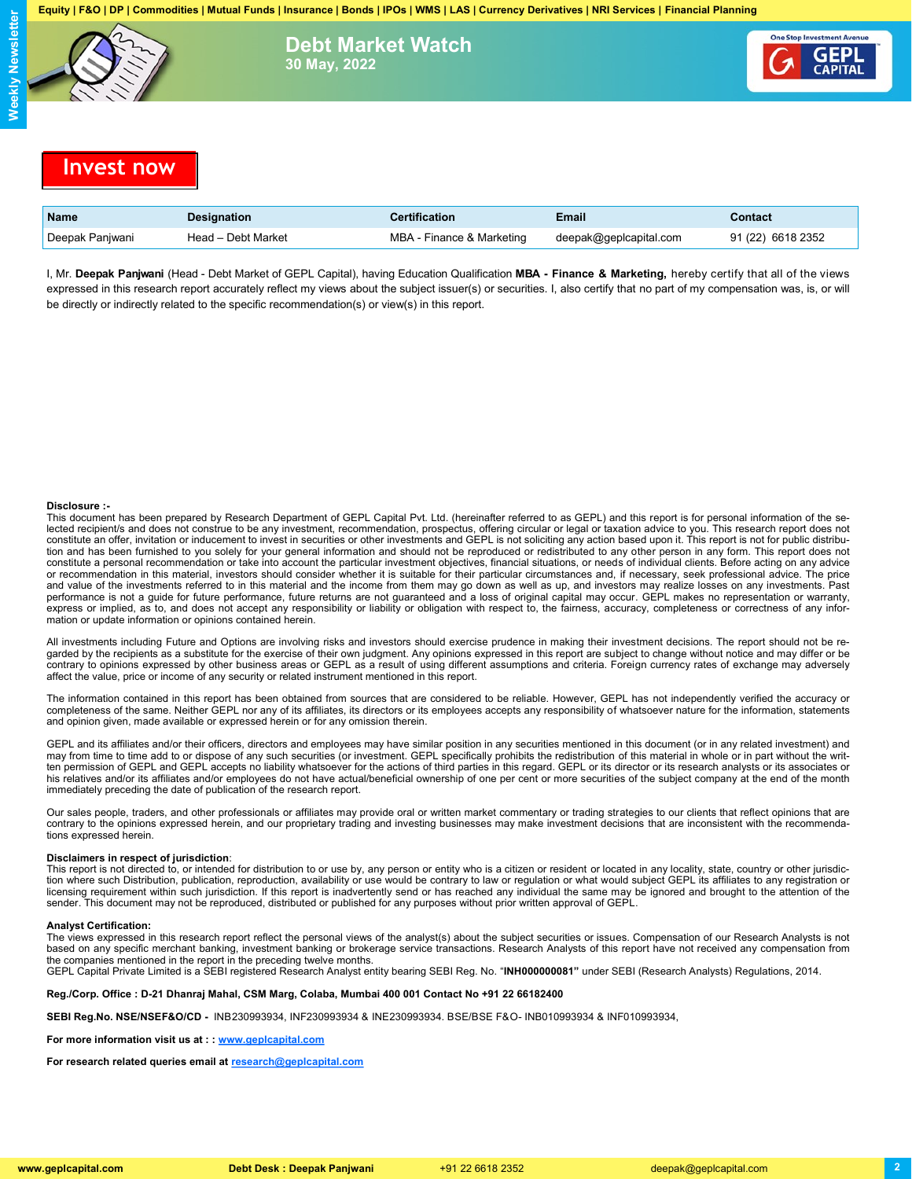Invest now

| Name | Designation | Certification | Email | Contact |
|---|---|---|---|---|
| Deepak Panjwani | Head – Debt Market | MBA - Finance & Marketing | deepak@geplcapital.com | 91 (22) 6618 2352 |

I, Mr. **Deepak Panjwani** (Head - Debt Market of GEPL Capital), having Education Qualification **MBA - Finance & Marketing,** hereby certify that all of the views expressed in this research report accurately reflect my views about the subject issuer(s) or securities. I, also certify that no part of my compensation was, is, or will be directly or indirectly related to the specific recommendation(s) or view(s) in this report.

**Disclosure :-**
This document has been prepared by Research Department of GEPL Capital Pvt. Ltd. (hereinafter referred to as GEPL) and this report is for personal information of the selected recipient/s and does not construe to be any investment, recommendation, prospectus, offering circular or legal or taxation advice to you. This research report does not constitute an offer, invitation or inducement to invest in securities or other investments and GEPL is not soliciting any action based upon it. This report is not for public distribution and has been furnished to you solely for your general information and should not be reproduced or redistributed to any other person in any form. This report does not constitute a personal recommendation or take into account the particular investment objectives, financial situations, or needs of individual clients. Before acting on any advice or recommendation in this material, investors should consider whether it is suitable for their particular circumstances and, if necessary, seek professional advice. The price and value of the investments referred to in this material and the income from them may go down as well as up, and investors may realize losses on any investments. Past performance is not a guide for future performance, future returns are not guaranteed and a loss of original capital may occur. GEPL makes no representation or warranty, express or implied, as to, and does not accept any responsibility or liability or obligation with respect to, the fairness, accuracy, completeness or correctness of any information or update information or opinions contained herein.

All investments including Future and Options are involving risks and investors should exercise prudence in making their investment decisions. The report should not be regarded by the recipients as a substitute for the exercise of their own judgment. Any opinions expressed in this report are subject to change without notice and may differ or be contrary to opinions expressed by other business areas or GEPL as a result of using different assumptions and criteria. Foreign currency rates of exchange may adversely affect the value, price or income of any security or related instrument mentioned in this report.

The information contained in this report has been obtained from sources that are considered to be reliable. However, GEPL has not independently verified the accuracy or completeness of the same. Neither GEPL nor any of its affiliates, its directors or its employees accepts any responsibility of whatsoever nature for the information, statements and opinion given, made available or expressed herein or for any omission therein.

GEPL and its affiliates and/or their officers, directors and employees may have similar position in any securities mentioned in this document (or in any related investment) and may from time to time add to or dispose of any such securities (or investment. GEPL specifically prohibits the redistribution of this material in whole or in part without the written permission of GEPL and GEPL accepts no liability whatsoever for the actions of third parties in this regard. GEPL or its director or its research analysts or its associates or his relatives and/or its affiliates and/or employees do not have actual/beneficial ownership of one per cent or more securities of the subject company at the end of the month immediately preceding the date of publication of the research report.

Our sales people, traders, and other professionals or affiliates may provide oral or written market commentary or trading strategies to our clients that reflect opinions that are contrary to the opinions expressed herein, and our proprietary trading and investing businesses may make investment decisions that are inconsistent with the recommendations expressed herein.

**Disclaimers in respect of jurisdiction**:
This report is not directed to, or intended for distribution to or use by, any person or entity who is a citizen or resident or located in any locality, state, country or other jurisdiction where such Distribution, publication, reproduction, availability or use would be contrary to law or regulation or what would subject GEPL its affiliates to any registration or licensing requirement within such jurisdiction. If this report is inadvertently send or has reached any individual the same may be ignored and brought to the attention of the sender. This document may not be reproduced, distributed or published for any purposes without prior written approval of GEPL.

**Analyst Certification:**
The views expressed in this research report reflect the personal views of the analyst(s) about the subject securities or issues. Compensation of our Research Analysts is not based on any specific merchant banking, investment banking or brokerage service transactions. Research Analysts of this report have not received any compensation from the companies mentioned in the report in the preceding twelve months.
GEPL Capital Private Limited is a SEBI registered Research Analyst entity bearing SEBI Reg. No. "**INH000000081"** under SEBI (Research Analysts) Regulations, 2014.

**Reg./Corp. Office : D-21 Dhanraj Mahal, CSM Marg, Colaba, Mumbai 400 001 Contact No +91 22 66182400**

**SEBI Reg.No. NSE/NSEF&O/CD -** INB230993934, INF230993934 & INE230993934. BSE/BSE F&O- INB010993934 & INF010993934,

**For more information visit us at : :** www.geplcapital.com

**For research related queries email at** research@geplcapital.com